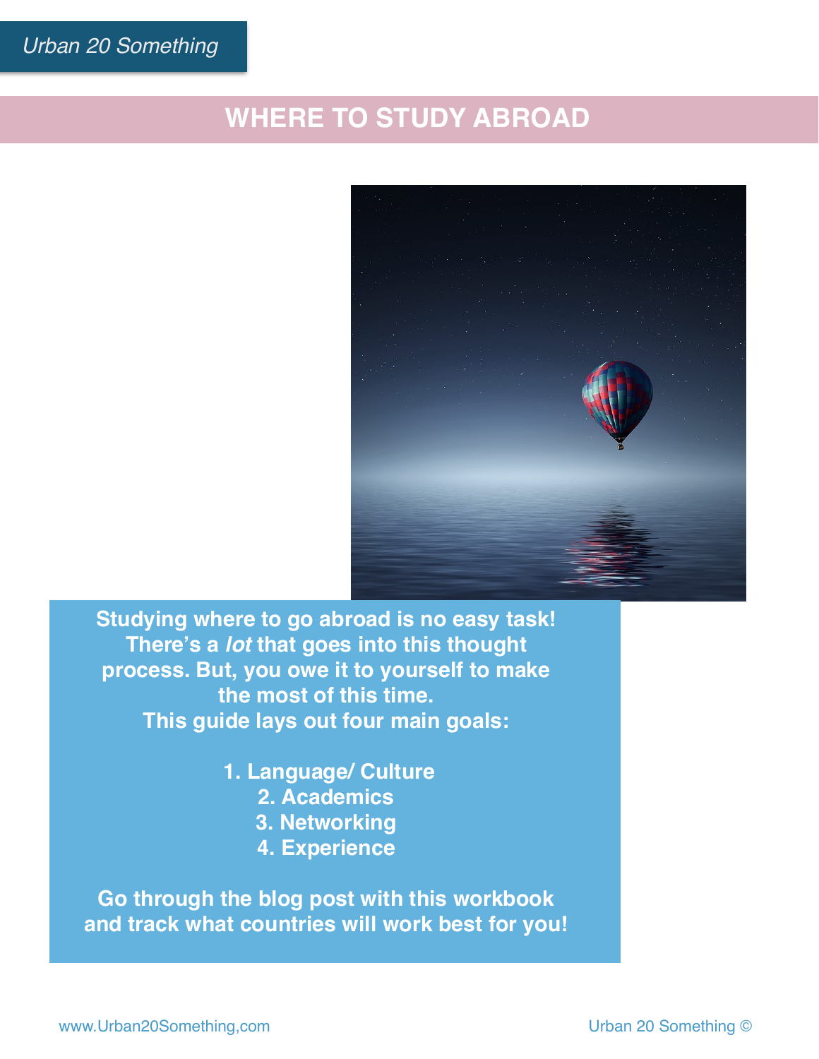Urban 20 Something

# WHERE TO STUDY ABROAD

**Studying where to go abroad is no easy task! There's a *lot* that goes into this thought process. But, you owe it to yourself to make the most of this time.**
**This guide lays out four main goals:**

1. **Language/ Culture**
2. **Academics**
3. **Networking**
4. **Experience**

**Go through the blog post with this workbook and track what countries will work best for you!**

www.Urban20Something,com

Urban 20 Something ©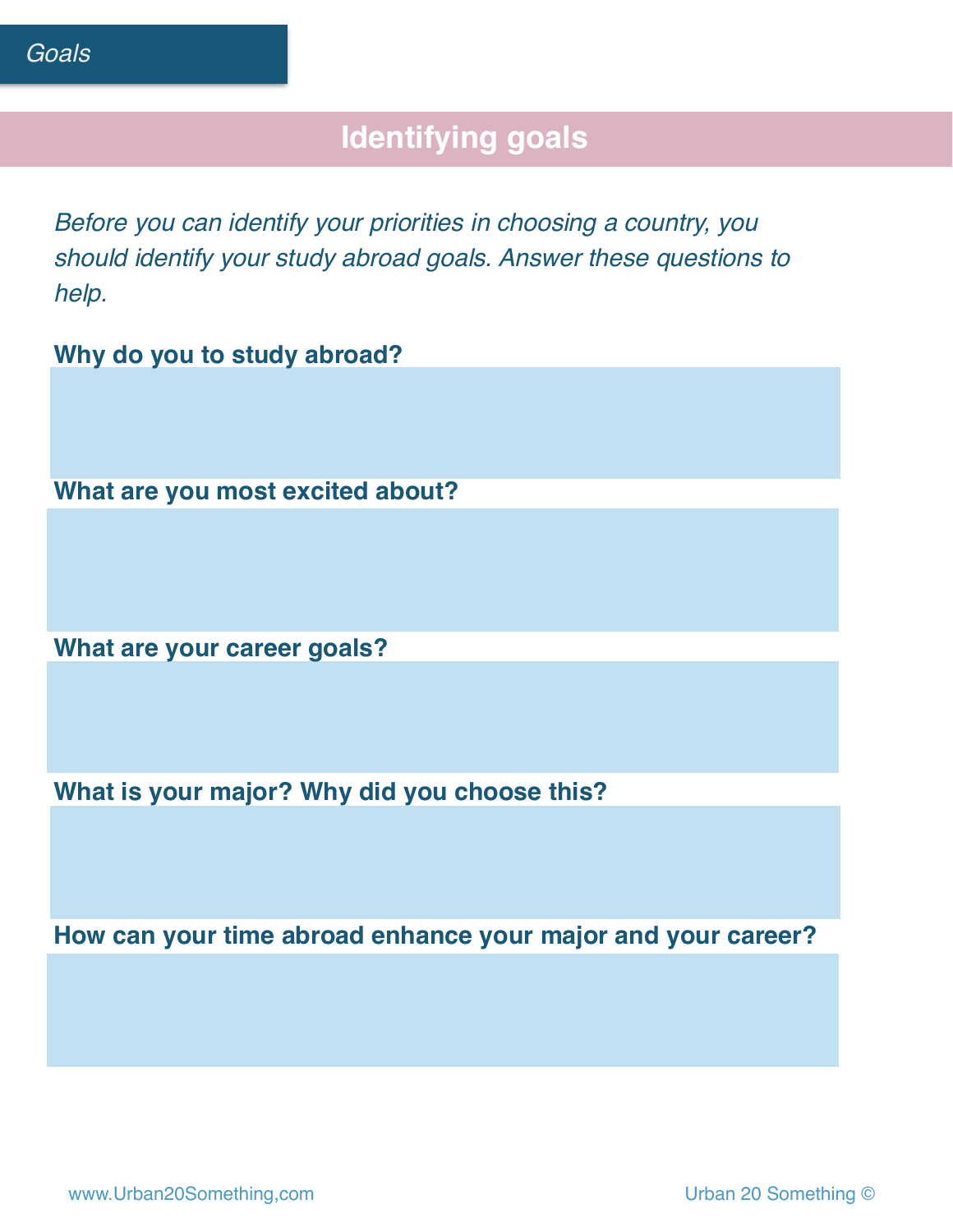Goals

# Identifying goals

*Before you can identify your priorities in choosing a country, you should identify your study abroad goals. Answer these questions to help.*

**Why do you to study abroad?**

**What are you most excited about?**

**What are your career goals?**

**What is your major? Why did you choose this?**

**How can your time abroad enhance your major and your career?**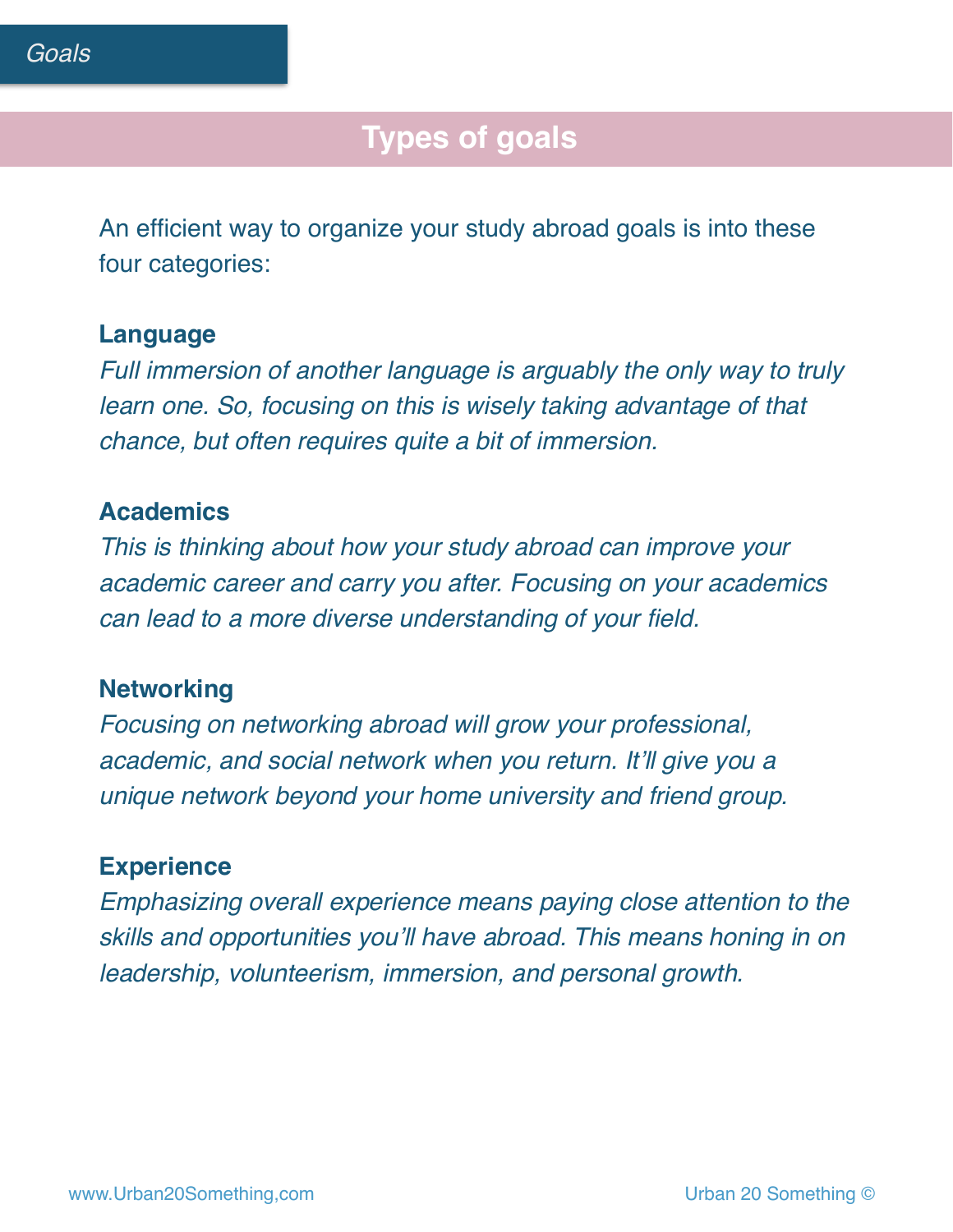## Types of goals

An efficient way to organize your study abroad goals is into these four categories:

**Language**

*Full immersion of another language is arguably the only way to truly learn one. So, focusing on this is wisely taking advantage of that chance, but often requires quite a bit of immersion.*

**Academics**

*This is thinking about how your study abroad can improve your academic career and carry you after. Focusing on your academics can lead to a more diverse understanding of your field.*

**Networking**

*Focusing on networking abroad will grow your professional, academic, and social network when you return. It'll give you a unique network beyond your home university and friend group.*

**Experience**

*Emphasizing overall experience means paying close attention to the skills and opportunities you'll have abroad. This means honing in on leadership, volunteerism, immersion, and personal growth.*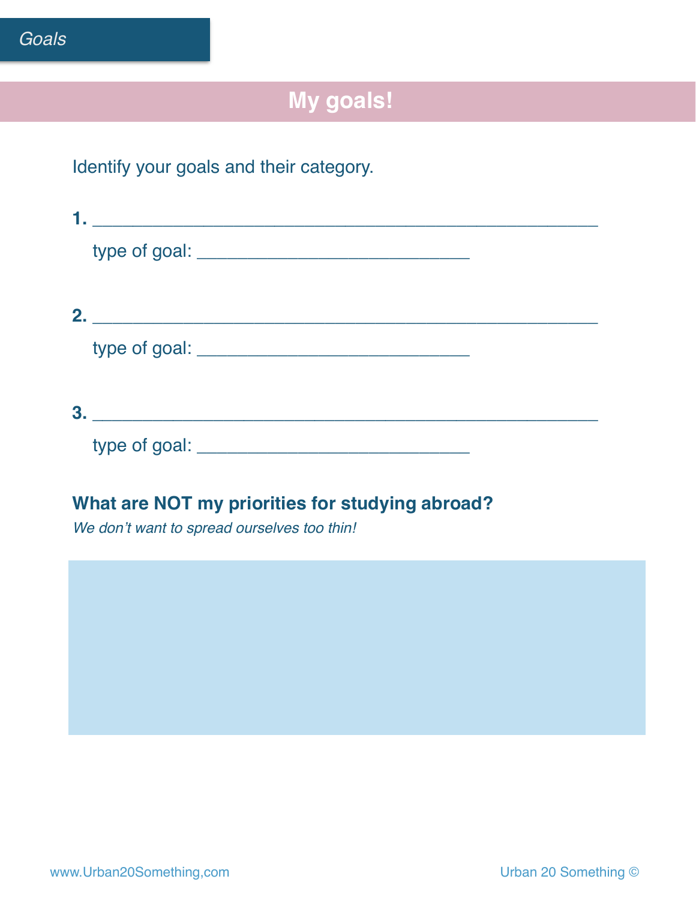Goals

# My goals!

Identify your goals and their category.

**1.** ______________________________________________

type of goal: ___________________________

**2.** ______________________________________________

type of goal: ___________________________

**3.** ______________________________________________

type of goal: ___________________________

## What are NOT my priorities for studying abroad?

*We don't want to spread ourselves too thin!*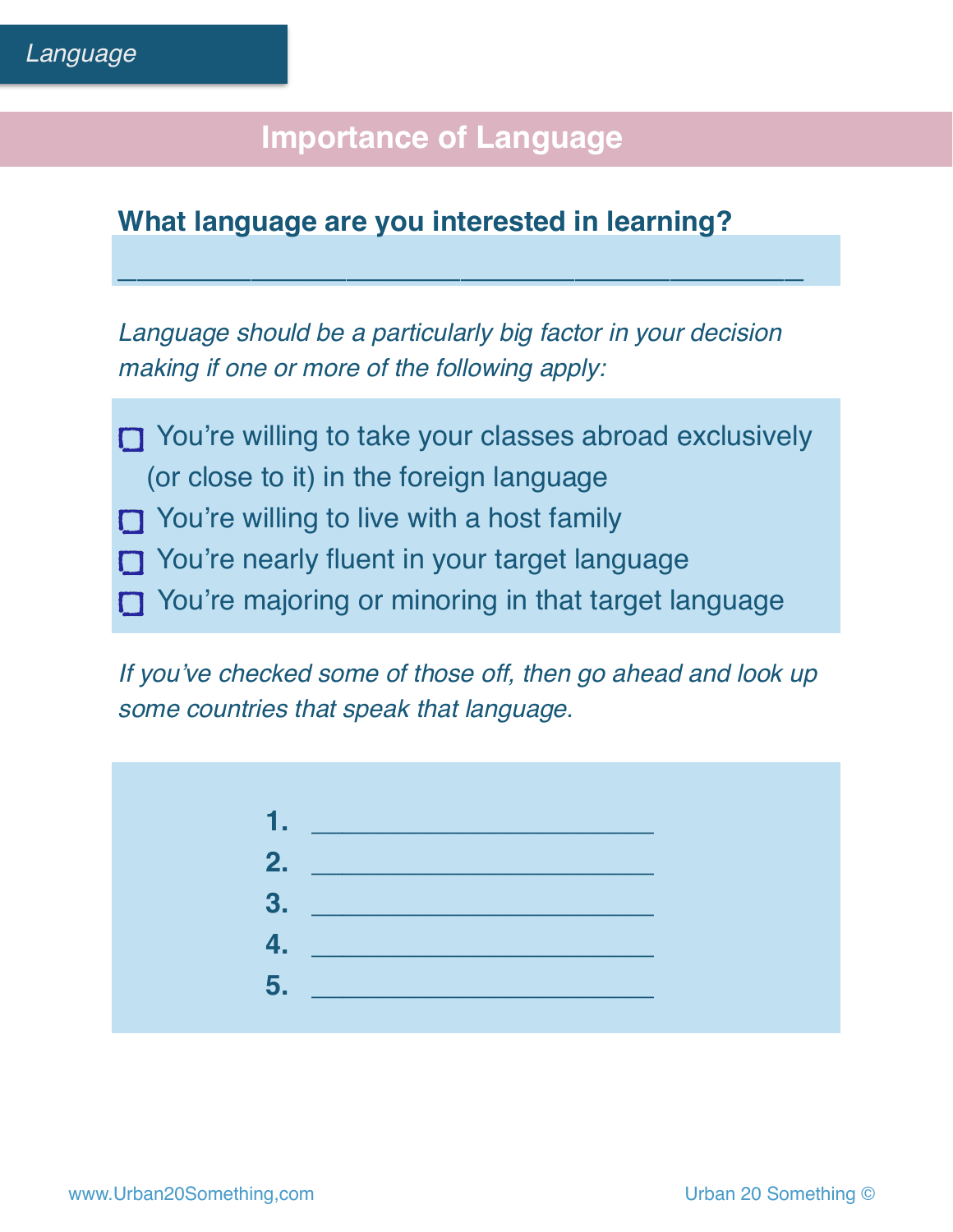Language

# Importance of Language

**What language are you interested in learning?**

____________________________________________

*Language should be a particularly big factor in your decision making if one or more of the following apply:*

- [ ] You're willing to take your classes abroad exclusively (or close to it) in the foreign language
- [ ] You're willing to live with a host family
- [ ] You're nearly fluent in your target language
- [ ] You're majoring or minoring in that target language

*If you've checked some of those off, then go ahead and look up some countries that speak that language.*

1. ______________________
2. ______________________
3. ______________________
4. ______________________
5. ______________________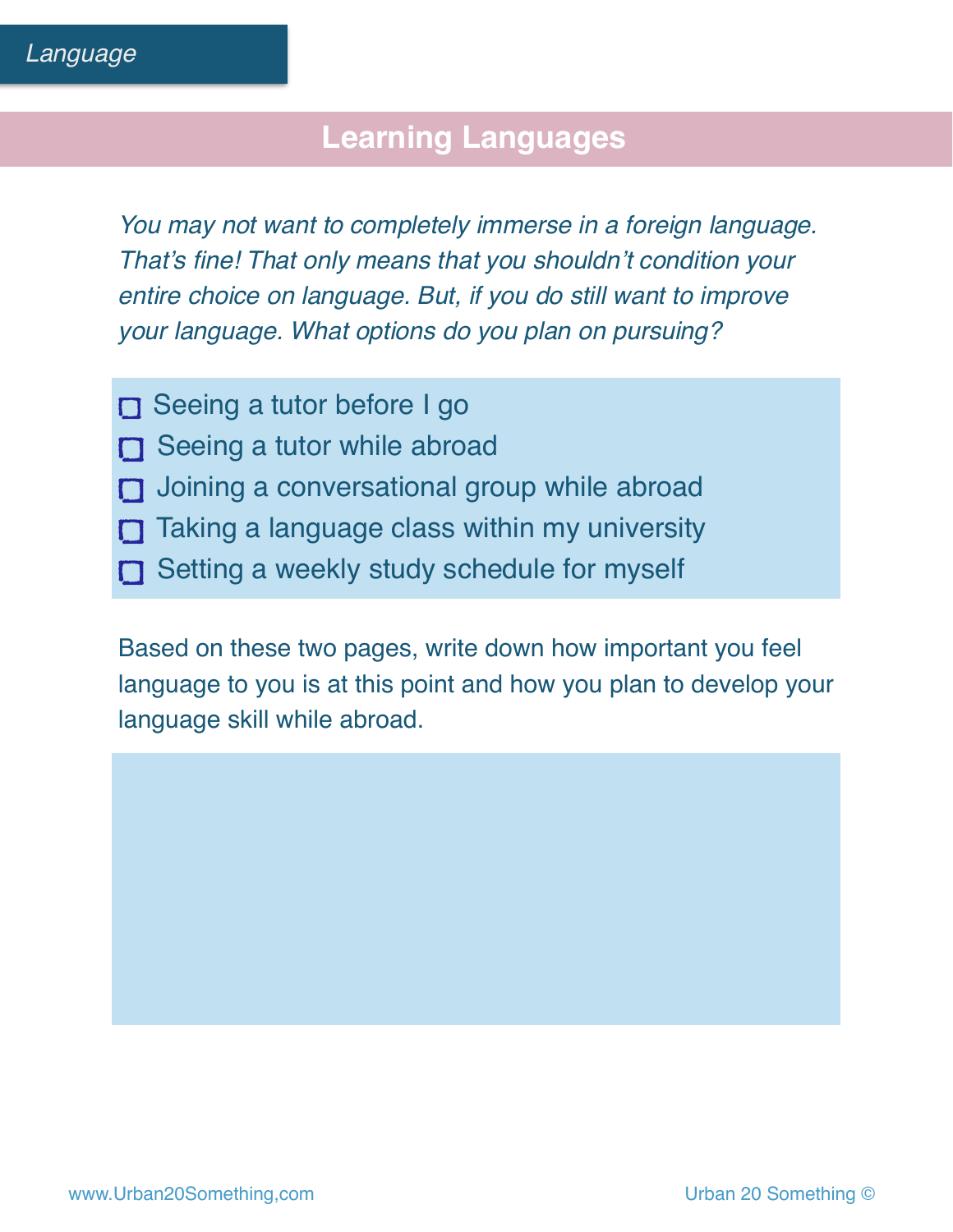Language

## Learning Languages

*You may not want to completely immerse in a foreign language. That's fine! That only means that you shouldn't condition your entire choice on language. But, if you do still want to improve your language. What options do you plan on pursuing?*

- [ ] Seeing a tutor before I go
- [ ] Seeing a tutor while abroad
- [ ] Joining a conversational group while abroad
- [ ] Taking a language class within my university
- [ ] Setting a weekly study schedule for myself

Based on these two pages, write down how important you feel language to you is at this point and how you plan to develop your language skill while abroad.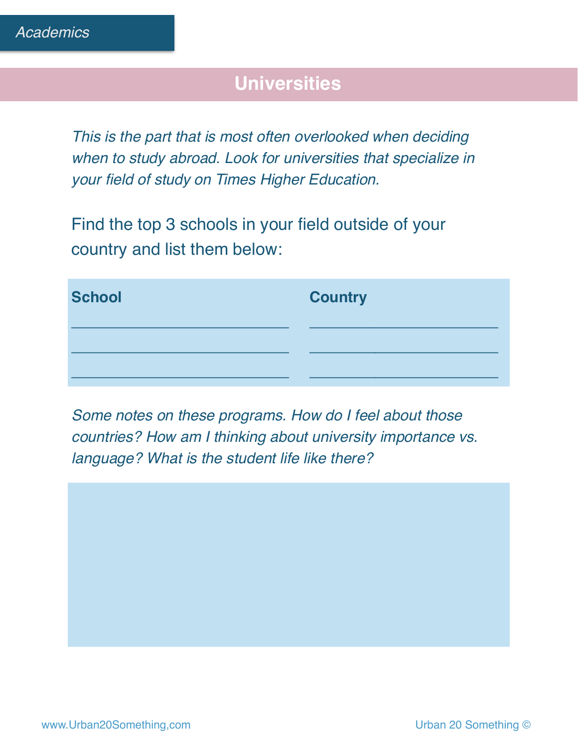*Academics*

# Universities

*This is the part that is most often overlooked when deciding when to study abroad. Look for universities that specialize in your field of study on Times Higher Education.*

Find the top 3 schools in your field outside of your country and list them below:

| School | Country |
| --- | --- |
| | |
| | |
| | |

*Some notes on these programs. How do I feel about those countries? How am I thinking about university importance vs. language? What is the student life like there?*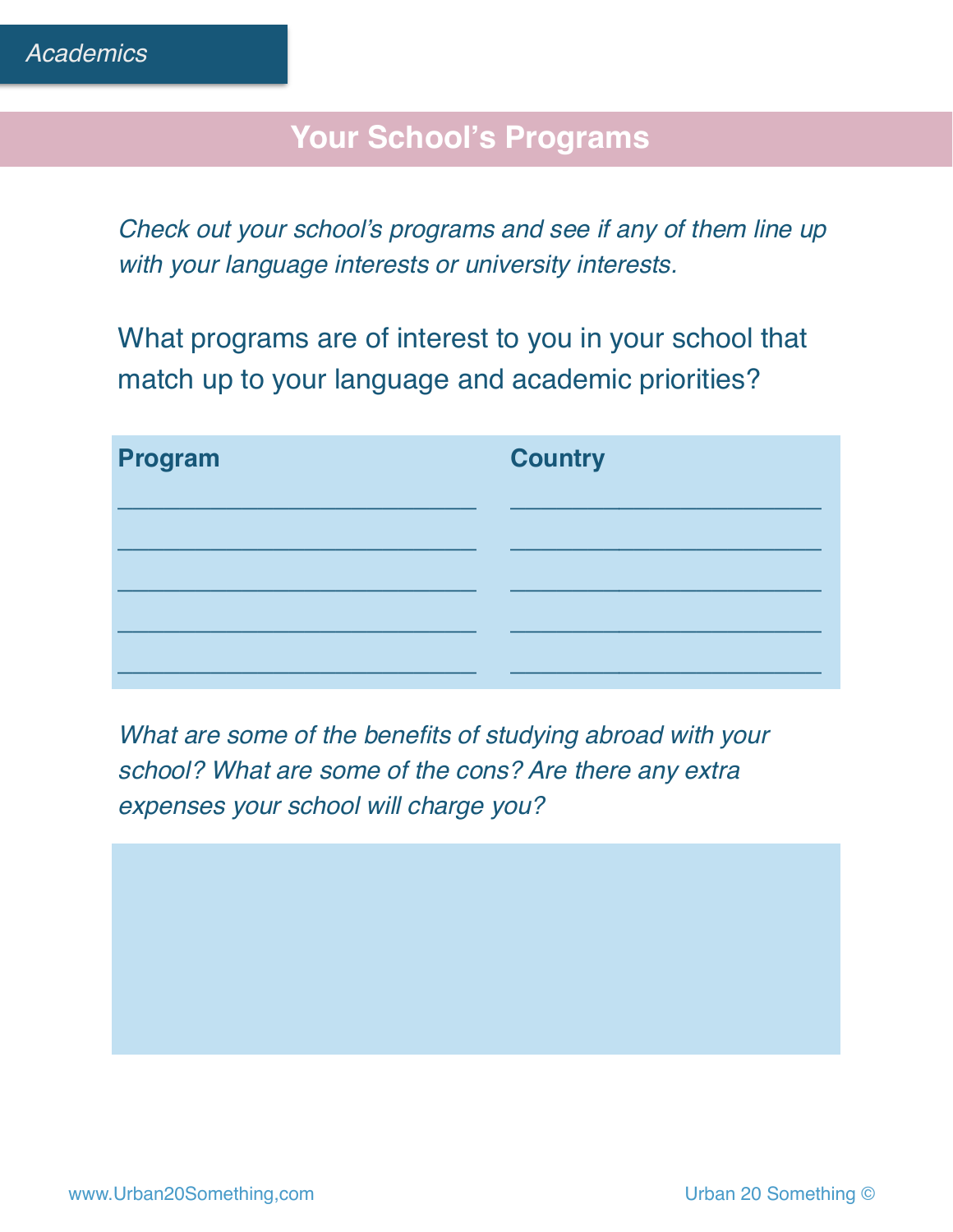Academics

## Your School's Programs

*Check out your school's programs and see if any of them line up with your language interests or university interests.*

What programs are of interest to you in your school that match up to your language and academic priorities?

| Program | Country |
| --- | --- |
| ___________________________ | ___________________________ |
| ___________________________ | ___________________________ |
| ___________________________ | ___________________________ |
| ___________________________ | ___________________________ |
| ___________________________ | ___________________________ |

*What are some of the benefits of studying abroad with your school? What are some of the cons? Are there any extra expenses your school will charge you?*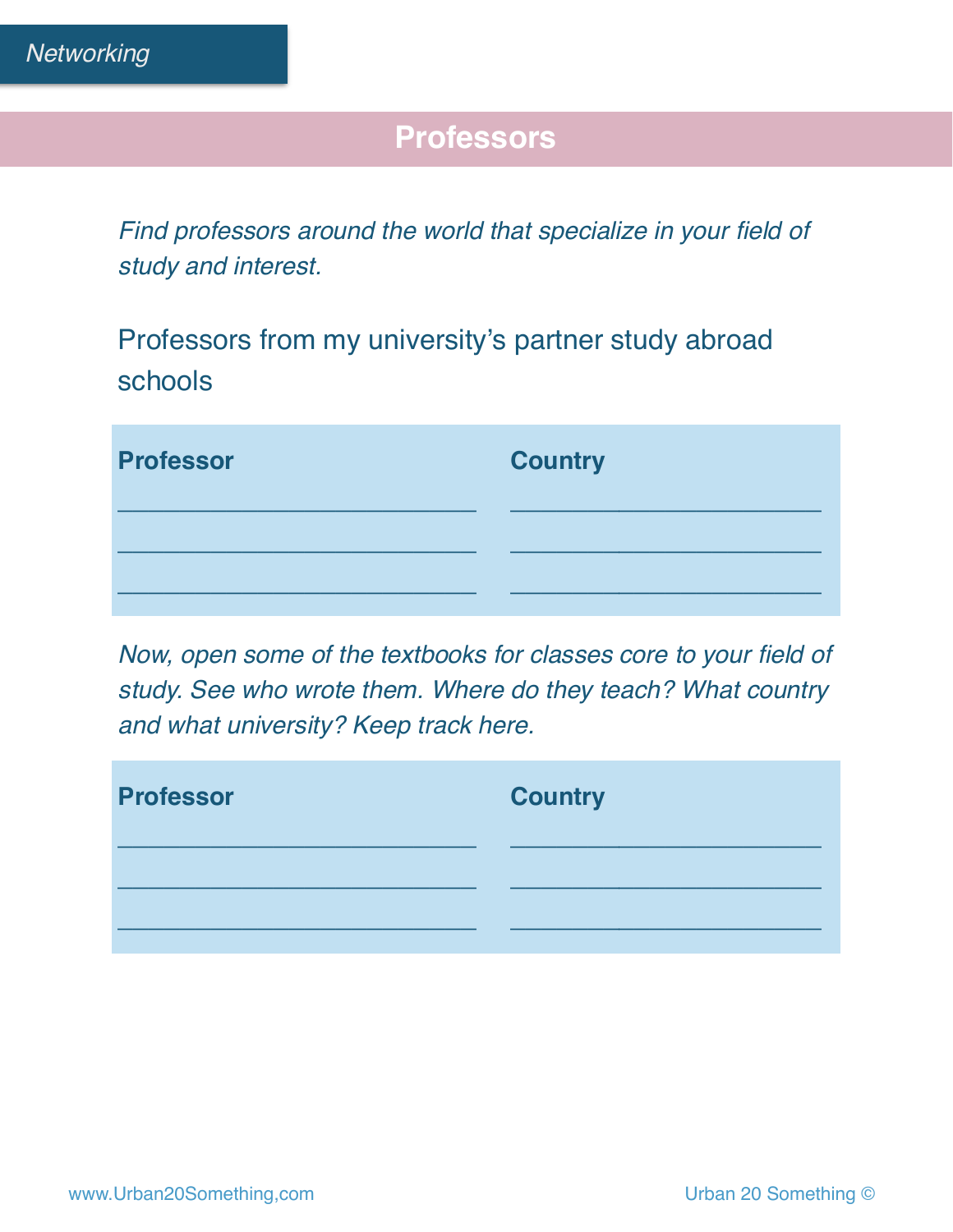Networking

# Professors

*Find professors around the world that specialize in your field of study and interest.*

## Professors from my university's partner study abroad schools

| Professor | Country |
|---|---|
| ______________________ | ______________________ |
| ______________________ | ______________________ |
| ______________________ | ______________________ |

*Now, open some of the textbooks for classes core to your field of study. See who wrote them. Where do they teach? What country and what university? Keep track here.*

| Professor | Country |
|---|---|
| ______________________ | ______________________ |
| ______________________ | ______________________ |
| ______________________ | ______________________ |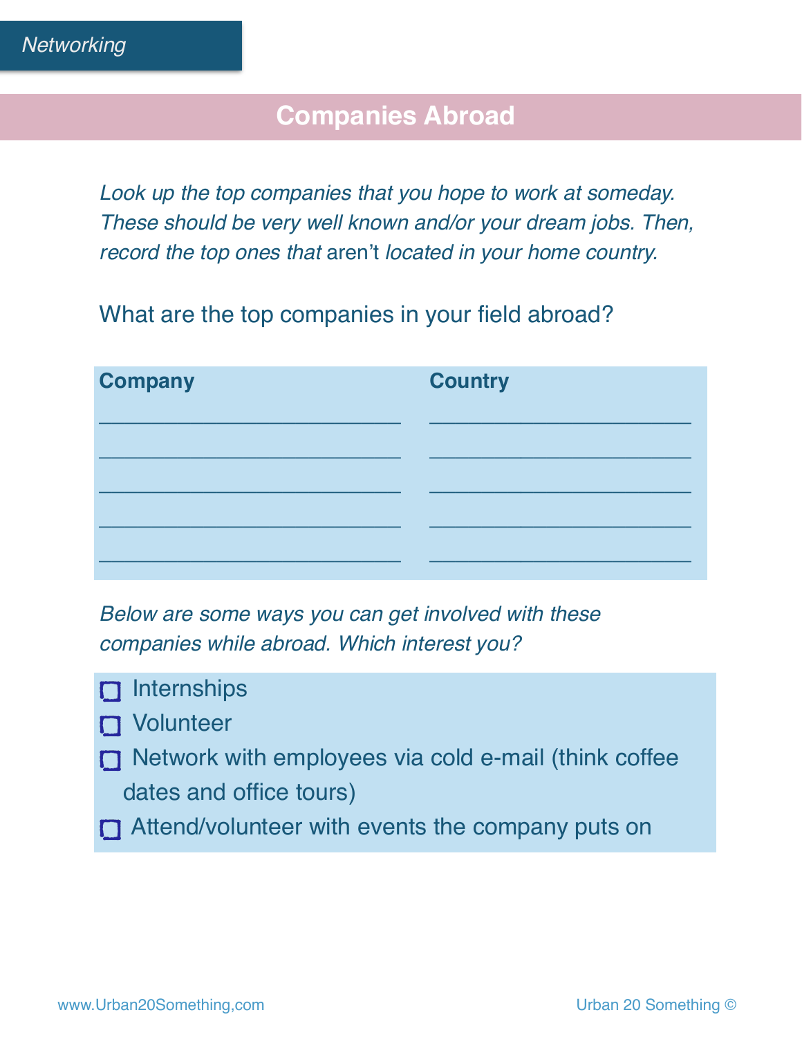Networking

## Companies Abroad

*Look up the top companies that you hope to work at someday. These should be very well known and/or your dream jobs. Then, record the top ones that* aren't *located in your home country.*

What are the top companies in your field abroad?

| Company | Country |
| --- | --- |
| ______________________ | ______________________ |
| ______________________ | ______________________ |
| ______________________ | ______________________ |
| ______________________ | ______________________ |
| ______________________ | ______________________ |

*Below are some ways you can get involved with these companies while abroad. Which interest you?*

- [ ] Internships
- [ ] Volunteer
- [ ] Network with employees via cold e-mail (think coffee dates and office tours)
- [ ] Attend/volunteer with events the company puts on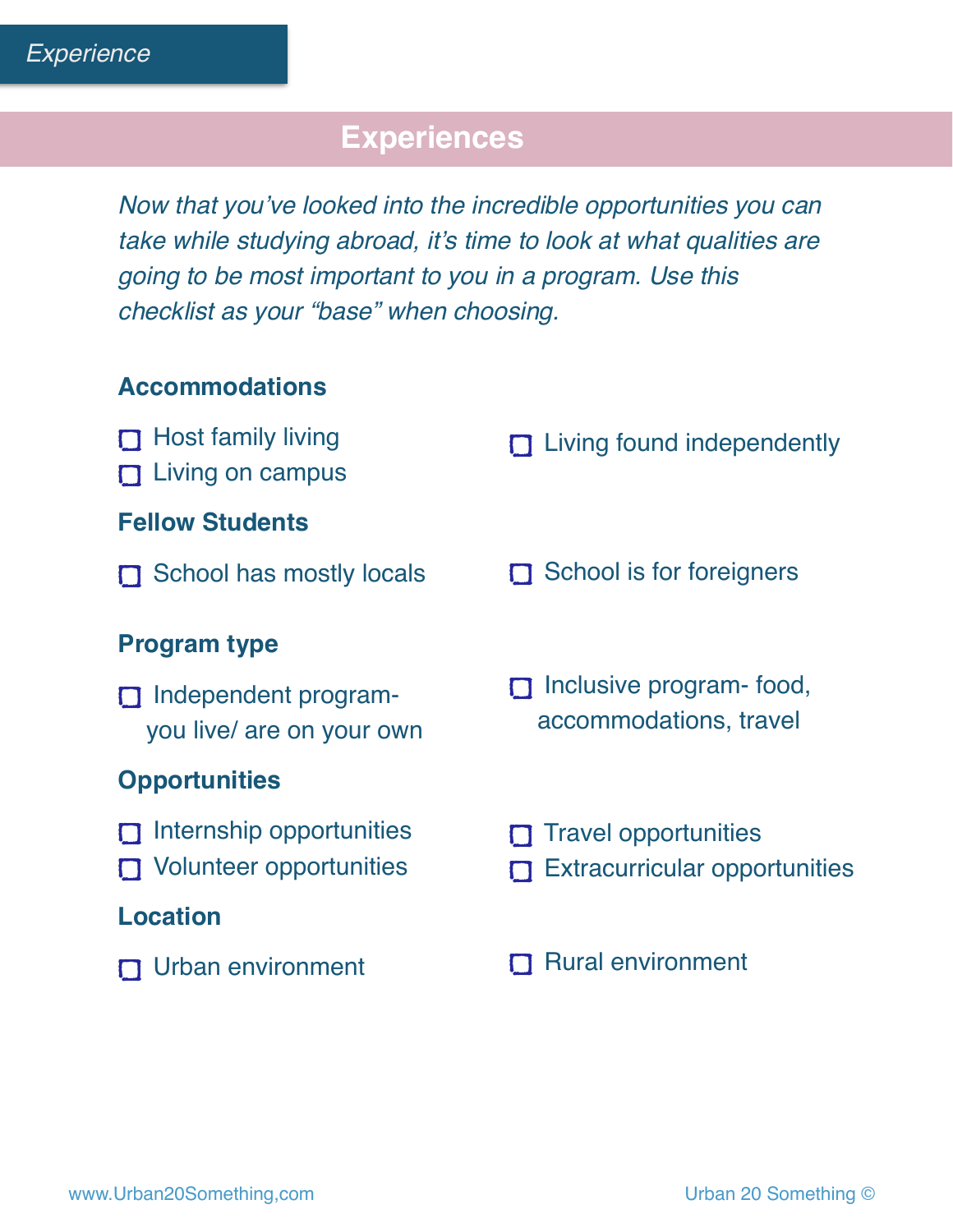# Experiences

*Now that you've looked into the incredible opportunities you can take while studying abroad, it's time to look at what qualities are going to be most important to you in a program. Use this checklist as your "base" when choosing.*

### Accommodations

- [ ] Host family living
- [ ] Living on campus
- [ ] Living found independently

### Fellow Students

- [ ] School has mostly locals
- [ ] School is for foreigners

### Program type

- [ ] Independent program- you live/ are on your own
- [ ] Inclusive program- food, accommodations, travel

### Opportunities

- [ ] Internship opportunities
- [ ] Volunteer opportunities
- [ ] Travel opportunities
- [ ] Extracurricular opportunities

### Location

- [ ] Urban environment
- [ ] Rural environment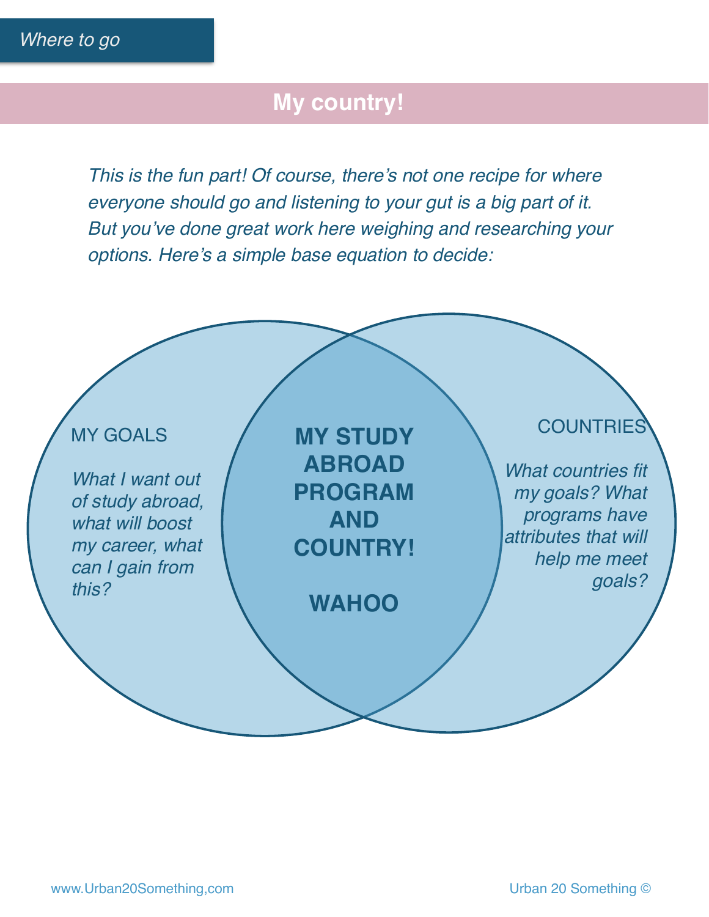*Where to go*

## My country!

*This is the fun part! Of course, there's not one recipe for where everyone should go and listening to your gut is a big part of it. But you've done great work here weighing and researching your options. Here's a simple base equation to decide:*

MY GOALS

*What I want out of study abroad, what will boost my career, what can I gain from this?*

**MY STUDY ABROAD PROGRAM AND COUNTRY!**

**WAHOO**

COUNTRIES

*What countries fit my goals? What programs have attributes that will help me meet goals?*

www.Urban20Something,com

Urban 20 Something ©